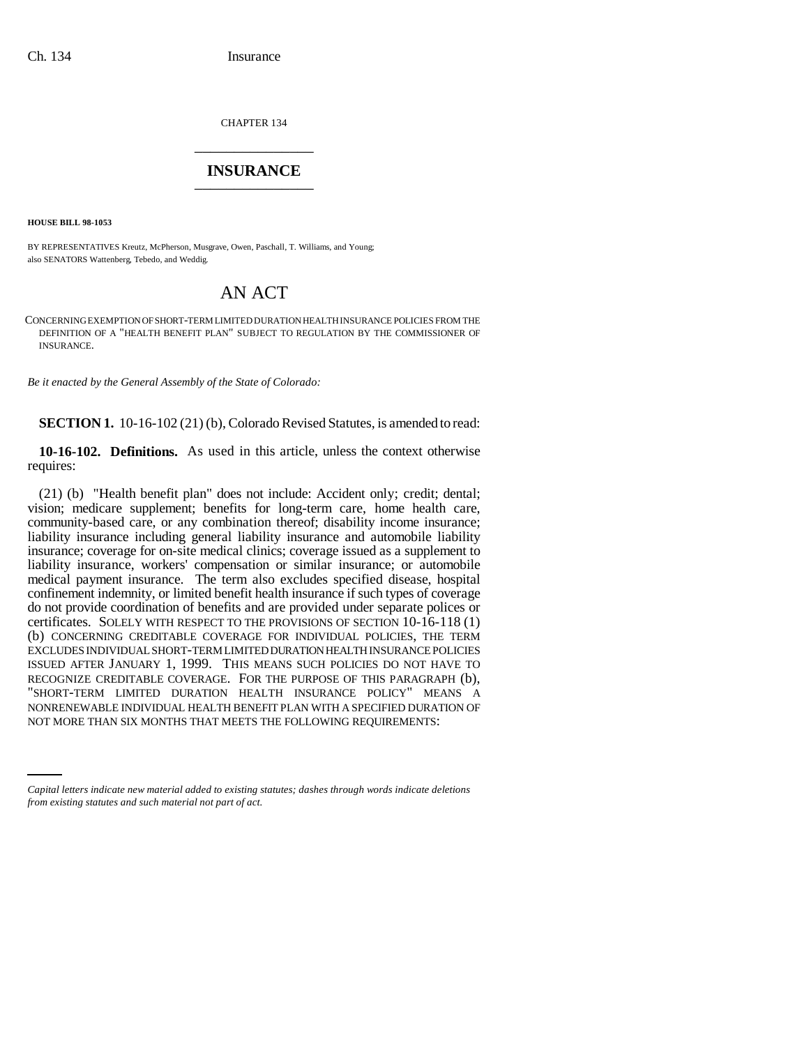CHAPTER 134

# INSURANCE

**HOUSE BILL 98-1053**

BY REPRESENTATIVES Kreutz, McPherson, Musgrave, Owen, Paschall, T. Williams, and Young;
also SENATORS Wattenberg, Tebedo, and Weddig.

## AN ACT

CONCERNING EXEMPTION OF SHORT-TERM LIMITED DURATION HEALTH INSURANCE POLICIES FROM THE DEFINITION OF A "HEALTH BENEFIT PLAN" SUBJECT TO REGULATION BY THE COMMISSIONER OF INSURANCE.

*Be it enacted by the General Assembly of the State of Colorado:*

**SECTION 1.** 10-16-102 (21) (b), Colorado Revised Statutes, is amended to read:

**10-16-102. Definitions.** As used in this article, unless the context otherwise requires:

(21) (b) "Health benefit plan" does not include: Accident only; credit; dental; vision; medicare supplement; benefits for long-term care, home health care, community-based care, or any combination thereof; disability income insurance; liability insurance including general liability insurance and automobile liability insurance; coverage for on-site medical clinics; coverage issued as a supplement to liability insurance, workers' compensation or similar insurance; or automobile medical payment insurance. The term also excludes specified disease, hospital confinement indemnity, or limited benefit health insurance if such types of coverage do not provide coordination of benefits and are provided under separate polices or certificates. SOLELY WITH RESPECT TO THE PROVISIONS OF SECTION 10-16-118 (1) (b) CONCERNING CREDITABLE COVERAGE FOR INDIVIDUAL POLICIES, THE TERM EXCLUDES INDIVIDUAL SHORT-TERM LIMITED DURATION HEALTH INSURANCE POLICIES ISSUED AFTER JANUARY 1, 1999. THIS MEANS SUCH POLICIES DO NOT HAVE TO RECOGNIZE CREDITABLE COVERAGE. FOR THE PURPOSE OF THIS PARAGRAPH (b), "SHORT-TERM LIMITED DURATION HEALTH INSURANCE POLICY" MEANS A NONRENEWABLE INDIVIDUAL HEALTH BENEFIT PLAN WITH A SPECIFIED DURATION OF NOT MORE THAN SIX MONTHS THAT MEETS THE FOLLOWING REQUIREMENTS:

*Capital letters indicate new material added to existing statutes; dashes through words indicate deletions from existing statutes and such material not part of act.*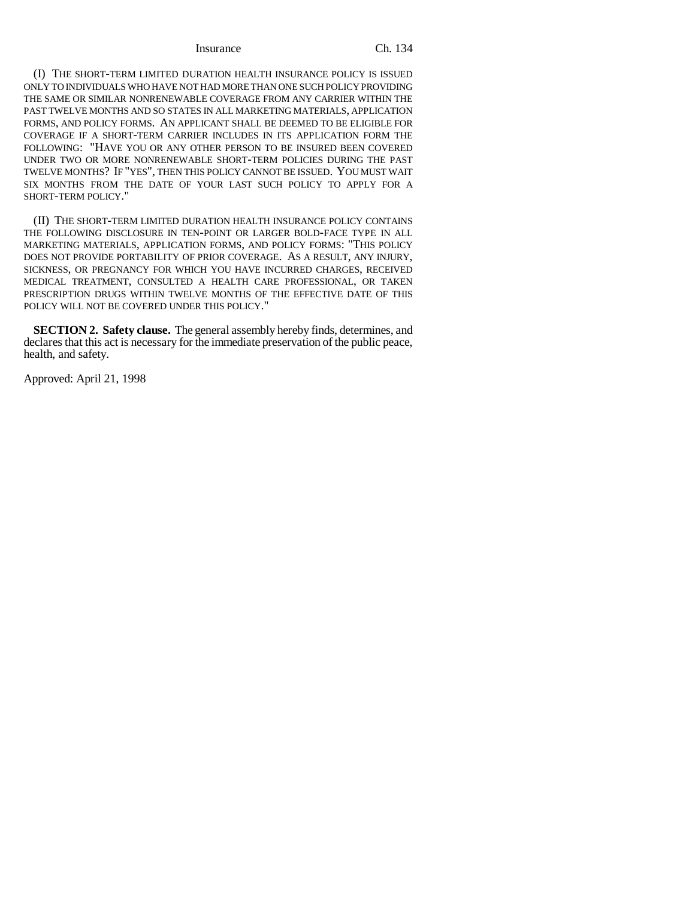(I) THE SHORT-TERM LIMITED DURATION HEALTH INSURANCE POLICY IS ISSUED ONLY TO INDIVIDUALS WHO HAVE NOT HAD MORE THAN ONE SUCH POLICY PROVIDING THE SAME OR SIMILAR NONRENEWABLE COVERAGE FROM ANY CARRIER WITHIN THE PAST TWELVE MONTHS AND SO STATES IN ALL MARKETING MATERIALS, APPLICATION FORMS, AND POLICY FORMS. AN APPLICANT SHALL BE DEEMED TO BE ELIGIBLE FOR COVERAGE IF A SHORT-TERM CARRIER INCLUDES IN ITS APPLICATION FORM THE FOLLOWING: "HAVE YOU OR ANY OTHER PERSON TO BE INSURED BEEN COVERED UNDER TWO OR MORE NONRENEWABLE SHORT-TERM POLICIES DURING THE PAST TWELVE MONTHS? IF "YES", THEN THIS POLICY CANNOT BE ISSUED. YOU MUST WAIT SIX MONTHS FROM THE DATE OF YOUR LAST SUCH POLICY TO APPLY FOR A SHORT-TERM POLICY."

(II) THE SHORT-TERM LIMITED DURATION HEALTH INSURANCE POLICY CONTAINS THE FOLLOWING DISCLOSURE IN TEN-POINT OR LARGER BOLD-FACE TYPE IN ALL MARKETING MATERIALS, APPLICATION FORMS, AND POLICY FORMS: "THIS POLICY DOES NOT PROVIDE PORTABILITY OF PRIOR COVERAGE. AS A RESULT, ANY INJURY, SICKNESS, OR PREGNANCY FOR WHICH YOU HAVE INCURRED CHARGES, RECEIVED MEDICAL TREATMENT, CONSULTED A HEALTH CARE PROFESSIONAL, OR TAKEN PRESCRIPTION DRUGS WITHIN TWELVE MONTHS OF THE EFFECTIVE DATE OF THIS POLICY WILL NOT BE COVERED UNDER THIS POLICY."

**SECTION 2. Safety clause.** The general assembly hereby finds, determines, and declares that this act is necessary for the immediate preservation of the public peace, health, and safety.

Approved: April 21, 1998